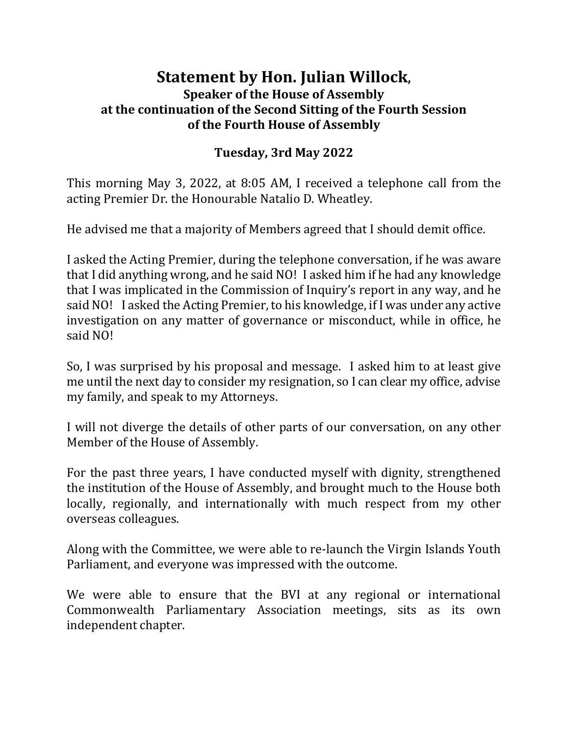# Statement by Hon. Julian Willock,
## Speaker of the House of Assembly
## at the continuation of the Second Sitting of the Fourth Session of the Fourth House of Assembly

**Tuesday, 3rd May 2022**

This morning May 3, 2022, at 8:05 AM, I received a telephone call from the acting Premier Dr. the Honourable Natalio D. Wheatley.

He advised me that a majority of Members agreed that I should demit office.

I asked the Acting Premier, during the telephone conversation, if he was aware that I did anything wrong, and he said NO! I asked him if he had any knowledge that I was implicated in the Commission of Inquiry's report in any way, and he said NO! I asked the Acting Premier, to his knowledge, if I was under any active investigation on any matter of governance or misconduct, while in office, he said NO!

So, I was surprised by his proposal and message. I asked him to at least give me until the next day to consider my resignation, so I can clear my office, advise my family, and speak to my Attorneys.

I will not diverge the details of other parts of our conversation, on any other Member of the House of Assembly.

For the past three years, I have conducted myself with dignity, strengthened the institution of the House of Assembly, and brought much to the House both locally, regionally, and internationally with much respect from my other overseas colleagues.

Along with the Committee, we were able to re-launch the Virgin Islands Youth Parliament, and everyone was impressed with the outcome.

We were able to ensure that the BVI at any regional or international Commonwealth Parliamentary Association meetings, sits as its own independent chapter.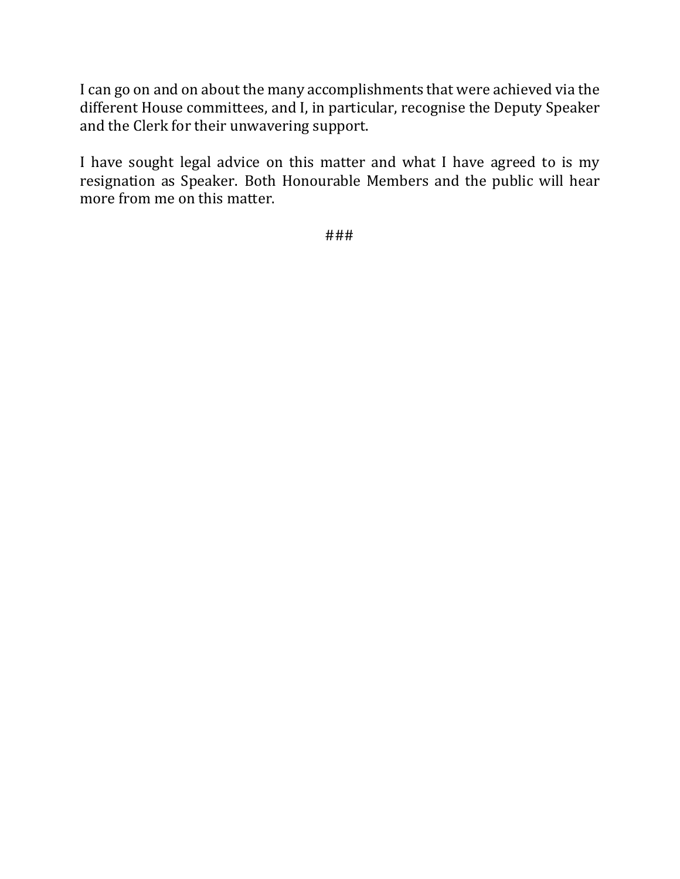I can go on and on about the many accomplishments that were achieved via the different House committees, and I, in particular, recognise the Deputy Speaker and the Clerk for their unwavering support.

I have sought legal advice on this matter and what I have agreed to is my resignation as Speaker. Both Honourable Members and the public will hear more from me on this matter.

###